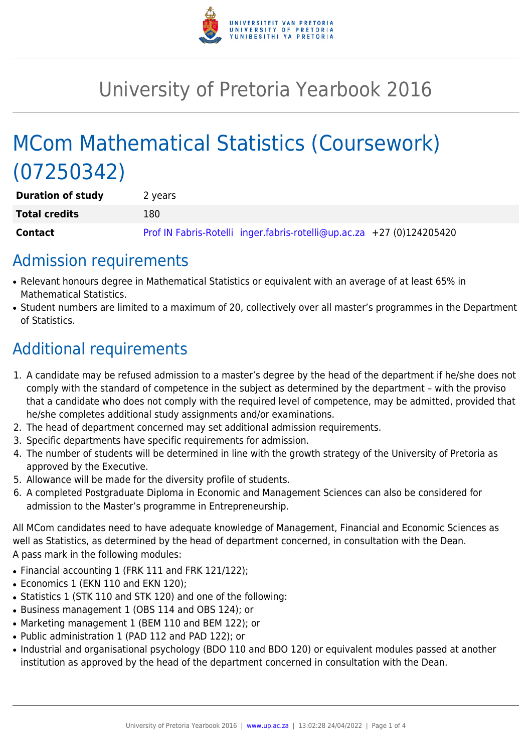# University of Pretoria Yearbook 2016

# MCom Mathematical Statistics (Coursework) (07250342)

| | |
|---|---|
| **Duration of study** | 2 years |
| **Total credits** | 180 |
| **Contact** | Prof IN Fabris-Rotelli inger.fabris-rotelli@up.ac.za +27 (0)124205420 |

## Admission requirements

- Relevant honours degree in Mathematical Statistics or equivalent with an average of at least 65% in Mathematical Statistics.
- Student numbers are limited to a maximum of 20, collectively over all master's programmes in the Department of Statistics.

## Additional requirements

1. A candidate may be refused admission to a master's degree by the head of the department if he/she does not comply with the standard of competence in the subject as determined by the department – with the proviso that a candidate who does not comply with the required level of competence, may be admitted, provided that he/she completes additional study assignments and/or examinations.
2. The head of department concerned may set additional admission requirements.
3. Specific departments have specific requirements for admission.
4. The number of students will be determined in line with the growth strategy of the University of Pretoria as approved by the Executive.
5. Allowance will be made for the diversity profile of students.
6. A completed Postgraduate Diploma in Economic and Management Sciences can also be considered for admission to the Master's programme in Entrepreneurship.

All MCom candidates need to have adequate knowledge of Management, Financial and Economic Sciences as well as Statistics, as determined by the head of department concerned, in consultation with the Dean.
A pass mark in the following modules:

- Financial accounting 1 (FRK 111 and FRK 121/122);
- Economics 1 (EKN 110 and EKN 120);
- Statistics 1 (STK 110 and STK 120) and one of the following:
- Business management 1 (OBS 114 and OBS 124); or
- Marketing management 1 (BEM 110 and BEM 122); or
- Public administration 1 (PAD 112 and PAD 122); or
- Industrial and organisational psychology (BDO 110 and BDO 120) or equivalent modules passed at another institution as approved by the head of the department concerned in consultation with the Dean.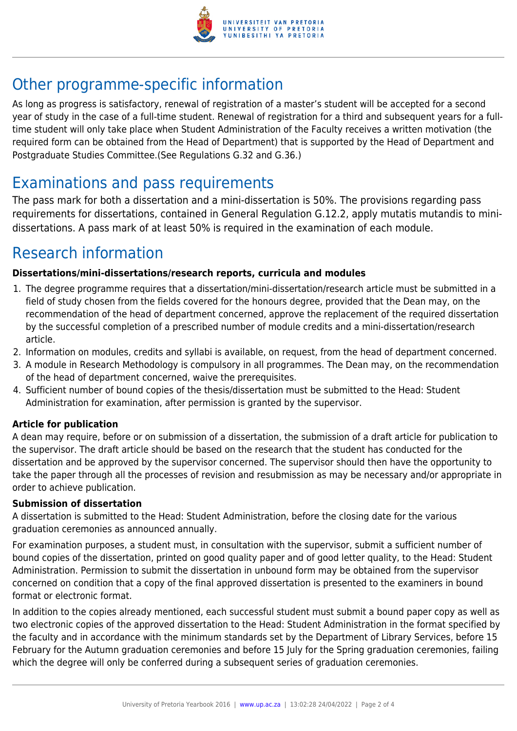## Other programme-specific information

As long as progress is satisfactory, renewal of registration of a master's student will be accepted for a second year of study in the case of a full-time student. Renewal of registration for a third and subsequent years for a full-time student will only take place when Student Administration of the Faculty receives a written motivation (the required form can be obtained from the Head of Department) that is supported by the Head of Department and Postgraduate Studies Committee.(See Regulations G.32 and G.36.)

## Examinations and pass requirements

The pass mark for both a dissertation and a mini-dissertation is 50%. The provisions regarding pass requirements for dissertations, contained in General Regulation G.12.2, apply mutatis mutandis to mini-dissertations. A pass mark of at least 50% is required in the examination of each module.

## Research information

**Dissertations/mini-dissertations/research reports, curricula and modules**

1. The degree programme requires that a dissertation/mini-dissertation/research article must be submitted in a field of study chosen from the fields covered for the honours degree, provided that the Dean may, on the recommendation of the head of department concerned, approve the replacement of the required dissertation by the successful completion of a prescribed number of module credits and a mini-dissertation/research article.
2. Information on modules, credits and syllabi is available, on request, from the head of department concerned.
3. A module in Research Methodology is compulsory in all programmes. The Dean may, on the recommendation of the head of department concerned, waive the prerequisites.
4. Sufficient number of bound copies of the thesis/dissertation must be submitted to the Head: Student Administration for examination, after permission is granted by the supervisor.

**Article for publication**

A dean may require, before or on submission of a dissertation, the submission of a draft article for publication to the supervisor. The draft article should be based on the research that the student has conducted for the dissertation and be approved by the supervisor concerned. The supervisor should then have the opportunity to take the paper through all the processes of revision and resubmission as may be necessary and/or appropriate in order to achieve publication.

**Submission of dissertation**

A dissertation is submitted to the Head: Student Administration, before the closing date for the various graduation ceremonies as announced annually.

For examination purposes, a student must, in consultation with the supervisor, submit a sufficient number of bound copies of the dissertation, printed on good quality paper and of good letter quality, to the Head: Student Administration. Permission to submit the dissertation in unbound form may be obtained from the supervisor concerned on condition that a copy of the final approved dissertation is presented to the examiners in bound format or electronic format.

In addition to the copies already mentioned, each successful student must submit a bound paper copy as well as two electronic copies of the approved dissertation to the Head: Student Administration in the format specified by the faculty and in accordance with the minimum standards set by the Department of Library Services, before 15 February for the Autumn graduation ceremonies and before 15 July for the Spring graduation ceremonies, failing which the degree will only be conferred during a subsequent series of graduation ceremonies.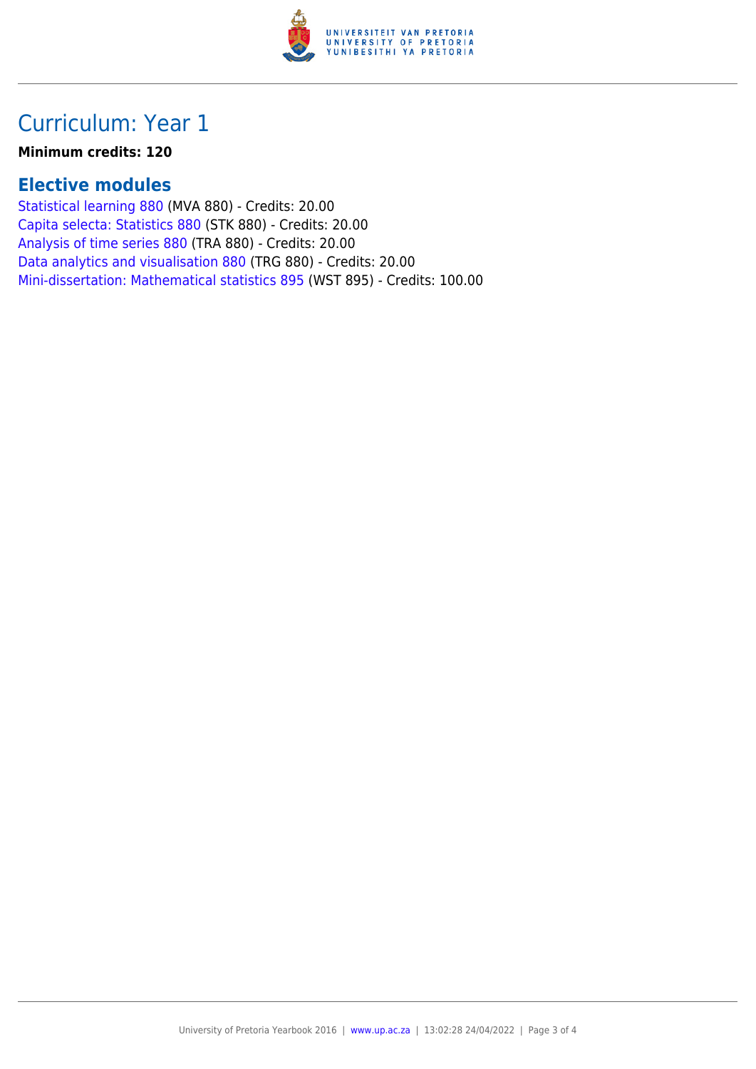# Curriculum: Year 1

**Minimum credits: 120**

## Elective modules

Statistical learning 880 (MVA 880) - Credits: 20.00
Capita selecta: Statistics 880 (STK 880) - Credits: 20.00
Analysis of time series 880 (TRA 880) - Credits: 20.00
Data analytics and visualisation 880 (TRG 880) - Credits: 20.00
Mini-dissertation: Mathematical statistics 895 (WST 895) - Credits: 100.00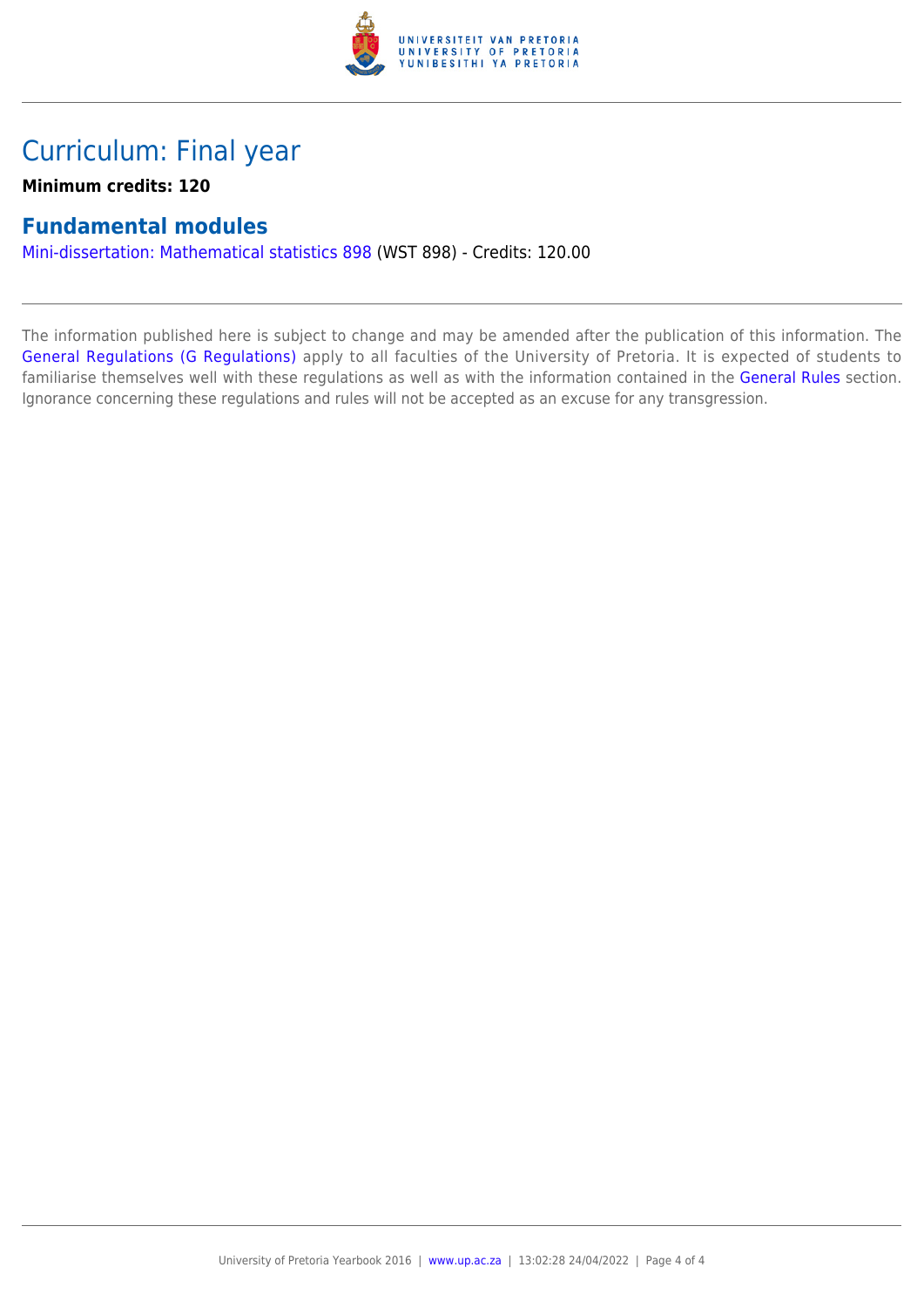# Curriculum: Final year

**Minimum credits: 120**

## Fundamental modules

Mini-dissertation: Mathematical statistics 898 (WST 898) - Credits: 120.00

The information published here is subject to change and may be amended after the publication of this information. The General Regulations (G Regulations) apply to all faculties of the University of Pretoria. It is expected of students to familiarise themselves well with these regulations as well as with the information contained in the General Rules section. Ignorance concerning these regulations and rules will not be accepted as an excuse for any transgression.